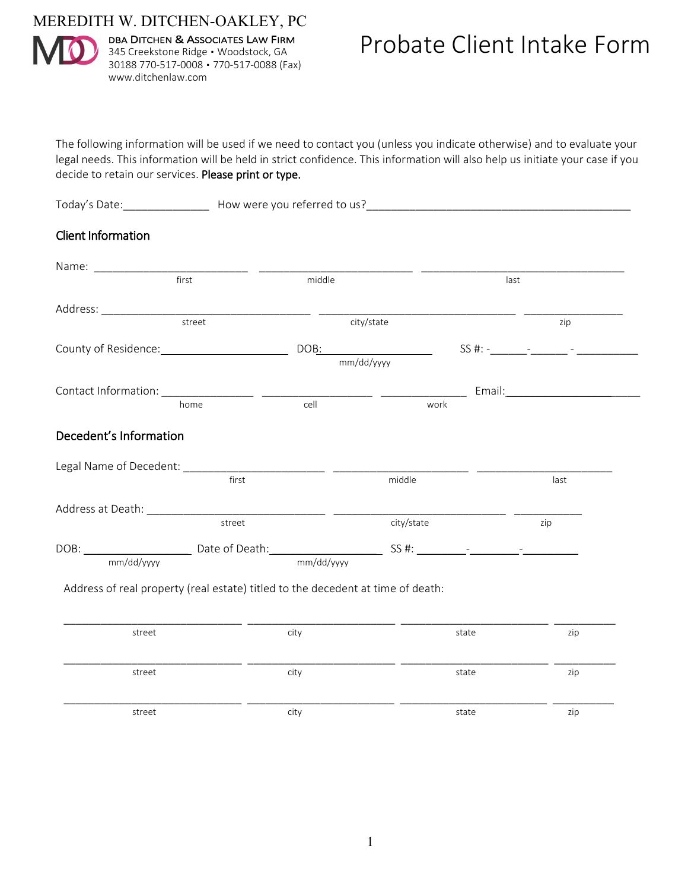MEREDITH W. DITCHEN-OAKLEY, PC

DBA DITCHEN & ASSOCIATES LAW FIRM
345 Creekstone Ridge • Woodstock, GA
30188 770-517-0008 • 770-517-0088 (Fax)
www.ditchenlaw.com

# Probate Client Intake Form

The following information will be used if we need to contact you (unless you indicate otherwise) and to evaluate your legal needs. This information will be held in strict confidence. This information will also help us initiate your case if you decide to retain our services. **Please print or type.**

Today's Date:______________ How were you referred to us?_____________________________________________

## Client Information

Name: _________________________ _________________________ _________________________________
first middle last

Address: __________________________________ ________________________________ ________________
street city/state zip

County of Residence:_____________________ DOB:_________________ SS #: -______-______ - __________
mm/dd/yyyy

Contact Information: _______________ __________________ ______________ Email:______________________
home cell work

## Decedent's Information

Legal Name of Decedent: _______________________ ______________________ ______________________
first middle last

Address at Death: _____________________________ ____________________________ ___________
street city/state zip

DOB: _________________ Date of Death:__________________ SS #: ________-________-_________
mm/dd/yyyy mm/dd/yyyy

Address of real property (real estate) titled to the decedent at time of death:

_____________________________ ________________________ ________________________ __________
street city state zip

_____________________________ ________________________ ________________________ __________
street city state zip

_____________________________ ________________________ ________________________ __________
street city state zip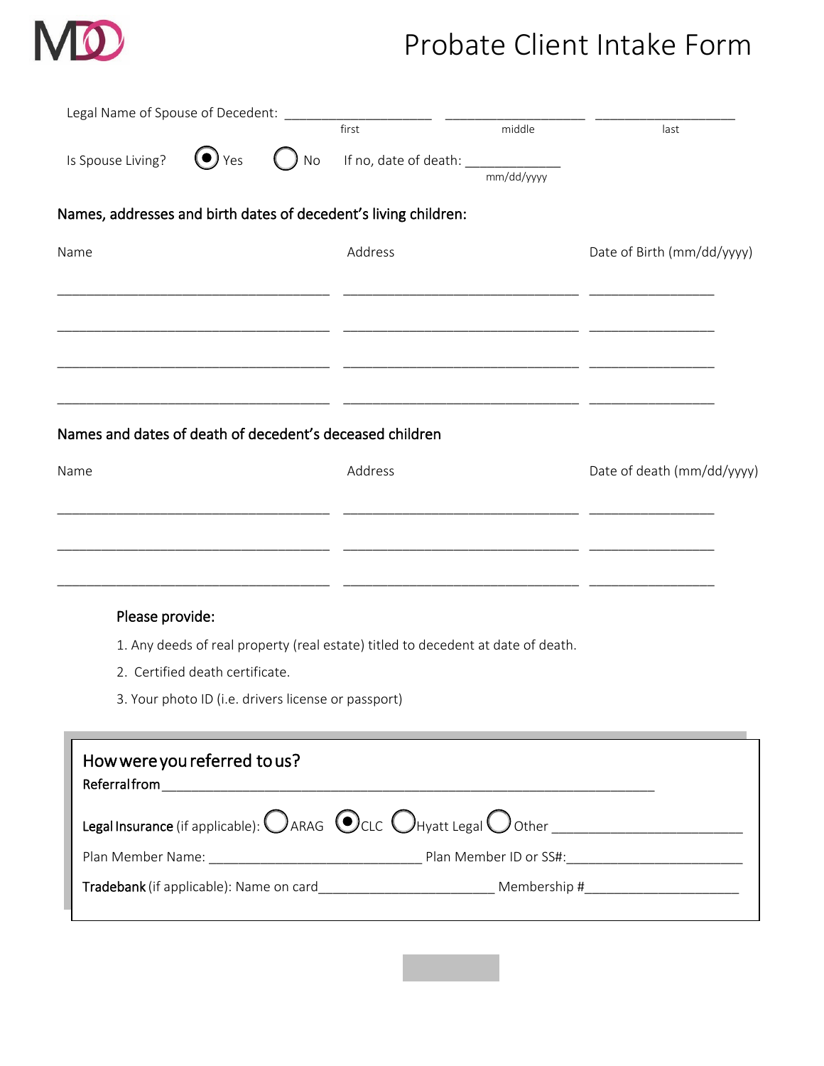# Probate Client Intake Form

Legal Name of Spouse of Decedent: ____________________ ____________________ ____________________
first middle last

Is Spouse Living? (●) Yes ( ) No If no, date of death: _____________
mm/dd/yyyy

## Names, addresses and birth dates of decedent's living children:

| Name | Address | Date of Birth (mm/dd/yyyy) |
|---|---|---|
| | | |
| | | |
| | | |
| | | |

## Names and dates of death of decedent's deceased children

| Name | Address | Date of death (mm/dd/yyyy) |
|---|---|---|
| | | |
| | | |
| | | |

**Please provide:**

1. Any deeds of real property (real estate) titled to decedent at date of death.
2. Certified death certificate.
3. Your photo ID (i.e. drivers license or passport)

## How were you referred to us?

**Referral from** ____________________________________________________________

**Legal Insurance** (if applicable): ( ) ARAG (●) CLC ( ) Hyatt Legal ( ) Other ________________________

Plan Member Name: ____________________________ Plan Member ID or SS#: ________________________

**Tradebank** (if applicable): Name on card________________________ Membership #_____________________